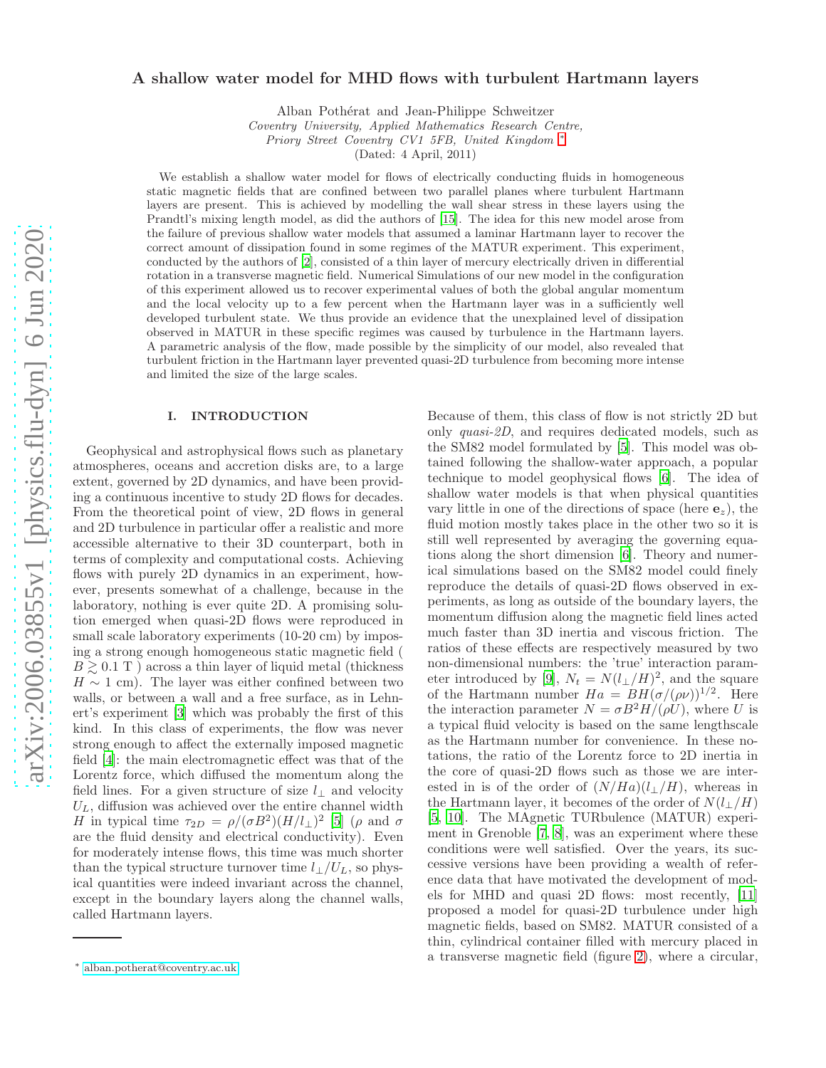# A shallow water model for MHD flows with turbulent Hartmann layers

Alban Pothérat and Jean-Philippe Schweitzer

*Coventry University, Applied Mathematics Research Centre,*
*Priory Street Coventry CV1 5FB, United Kingdom* [*]

(Dated: 4 April, 2011)

We establish a shallow water model for flows of electrically conducting fluids in homogeneous static magnetic fields that are confined between two parallel planes where turbulent Hartmann layers are present. This is achieved by modelling the wall shear stress in these layers using the Prandtl's mixing length model, as did the authors of [15]. The idea for this new model arose from the failure of previous shallow water models that assumed a laminar Hartmann layer to recover the correct amount of dissipation found in some regimes of the MATUR experiment. This experiment, conducted by the authors of [2], consisted of a thin layer of mercury electrically driven in differential rotation in a transverse magnetic field. Numerical Simulations of our new model in the configuration of this experiment allowed us to recover experimental values of both the global angular momentum and the local velocity up to a few percent when the Hartmann layer was in a sufficiently well developed turbulent state. We thus provide an evidence that the unexplained level of dissipation observed in MATUR in these specific regimes was caused by turbulence in the Hartmann layers. A parametric analysis of the flow, made possible by the simplicity of our model, also revealed that turbulent friction in the Hartmann layer prevented quasi-2D turbulence from becoming more intense and limited the size of the large scales.

## I. INTRODUCTION

Geophysical and astrophysical flows such as planetary atmospheres, oceans and accretion disks are, to a large extent, governed by 2D dynamics, and have been providing a continuous incentive to study 2D flows for decades. From the theoretical point of view, 2D flows in general and 2D turbulence in particular offer a realistic and more accessible alternative to their 3D counterpart, both in terms of complexity and computational costs. Achieving flows with purely 2D dynamics in an experiment, however, presents somewhat of a challenge, because in the laboratory, nothing is ever quite 2D. A promising solution emerged when quasi-2D flows were reproduced in small scale laboratory experiments (10-20 cm) by imposing a strong enough homogeneous static magnetic field ( $B \gtrsim 0.1$ T ) across a thin layer of liquid metal (thickness $H \sim 1$ cm). The layer was either confined between two walls, or between a wall and a free surface, as in Lehnert's experiment [3] which was probably the first of this kind. In this class of experiments, the flow was never strong enough to affect the externally imposed magnetic field [4]: the main electromagnetic effect was that of the Lorentz force, which diffused the momentum along the field lines. For a given structure of size $l_\perp$ and velocity $U_L$, diffusion was achieved over the entire channel width $H$ in typical time $\tau_{2D} = \rho/(\sigma B^2)(H/l_\perp)^2$ [5] ($\rho$ and $\sigma$ are the fluid density and electrical conductivity). Even for moderately intense flows, this time was much shorter than the typical structure turnover time $l_\perp/U_L$, so physical quantities were indeed invariant across the channel, except in the boundary layers along the channel walls, called Hartmann layers.

Because of them, this class of flow is not strictly 2D but only *quasi-2D*, and requires dedicated models, such as the SM82 model formulated by [5]. This model was obtained following the shallow-water approach, a popular technique to model geophysical flows [6]. The idea of shallow water models is that when physical quantities vary little in one of the directions of space (here $\mathbf{e}_z$), the fluid motion mostly takes place in the other two so it is still well represented by averaging the governing equations along the short dimension [6]. Theory and numerical simulations based on the SM82 model could finely reproduce the details of quasi-2D flows observed in experiments, as long as outside of the boundary layers, the momentum diffusion along the magnetic field lines acted much faster than 3D inertia and viscous friction. The ratios of these effects are respectively measured by two non-dimensional numbers: the 'true' interaction parameter introduced by [9], $N_t = N(l_\perp/H)^2$, and the square of the Hartmann number $Ha = BH(\sigma/(\rho\nu))^{1/2}$. Here the interaction parameter $N = \sigma B^2 H/(\rho U)$, where $U$ is a typical fluid velocity is based on the same lengthscale as the Hartmann number for convenience. In these notations, the ratio of the Lorentz force to 2D inertia in the core of quasi-2D flows such as those we are interested in is of the order of $(N/Ha)(l_\perp/H)$, whereas in the Hartmann layer, it becomes of the order of $N(l_\perp/H)$ [5, 10]. The MAgnetic TURbulence (MATUR) experiment in Grenoble [7, 8], was an experiment where these conditions were well satisfied. Over the years, its successive versions have been providing a wealth of reference data that have motivated the development of models for MHD and quasi 2D flows: most recently, [11] proposed a model for quasi-2D turbulence under high magnetic fields, based on SM82. MATUR consisted of a thin, cylindrical container filled with mercury placed in a transverse magnetic field (figure 2), where a circular,

---

[*] alban.potherat@coventry.ac.uk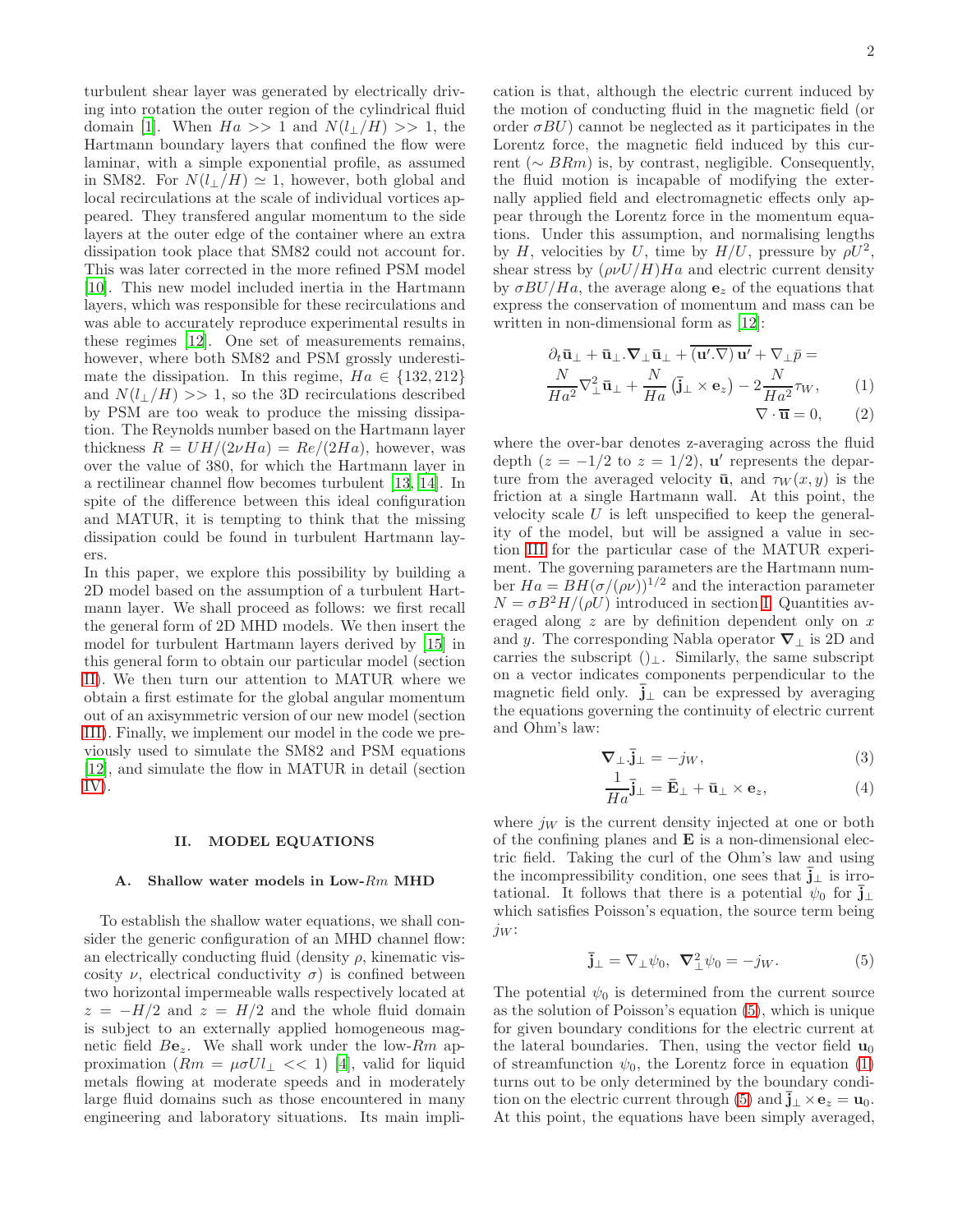turbulent shear layer was generated by electrically driving into rotation the outer region of the cylindrical fluid domain [1]. When $Ha >> 1$ and $N(l_\perp/H) >> 1$, the Hartmann boundary layers that confined the flow were laminar, with a simple exponential profile, as assumed in SM82. For $N(l_\perp/H) \simeq 1$, however, both global and local recirculations at the scale of individual vortices appeared. They transfered angular momentum to the side layers at the outer edge of the container where an extra dissipation took place that SM82 could not account for. This was later corrected in the more refined PSM model [10]. This new model included inertia in the Hartmann layers, which was responsible for these recirculations and was able to accurately reproduce experimental results in these regimes [12]. One set of measurements remains, however, where both SM82 and PSM grossly underestimate the dissipation. In this regime, $Ha \in \{132, 212\}$ and $N(l_\perp/H) >> 1$, so the 3D recirculations described by PSM are too weak to produce the missing dissipation. The Reynolds number based on the Hartmann layer thickness $R = UH/(2\nu Ha) = Re/(2Ha)$, however, was over the value of 380, for which the Hartmann layer in a rectilinear channel flow becomes turbulent [13, 14]. In spite of the difference between this ideal configuration and MATUR, it is tempting to think that the missing dissipation could be found in turbulent Hartmann layers.

In this paper, we explore this possibility by building a 2D model based on the assumption of a turbulent Hartmann layer. We shall proceed as follows: we first recall the general form of 2D MHD models. We then insert the model for turbulent Hartmann layers derived by [15] in this general form to obtain our particular model (section II). We then turn our attention to MATUR where we obtain a first estimate for the global angular momentum out of an axisymmetric version of our new model (section III). Finally, we implement our model in the code we previously used to simulate the SM82 and PSM equations [12], and simulate the flow in MATUR in detail (section IV).

## II. MODEL EQUATIONS

### A. Shallow water models in Low-$Rm$ MHD

To establish the shallow water equations, we shall consider the generic configuration of an MHD channel flow: an electrically conducting fluid (density $\rho$, kinematic viscosity $\nu$, electrical conductivity $\sigma$) is confined between two horizontal impermeable walls respectively located at $z = -H/2$ and $z = H/2$ and the whole fluid domain is subject to an externally applied homogeneous magnetic field $B\mathbf{e}_z$. We shall work under the low-$Rm$ approximation ($Rm = \mu\sigma U l_\perp << 1$) [4], valid for liquid metals flowing at moderate speeds and in moderately large fluid domains such as those encountered in many engineering and laboratory situations. Its main implication is that, although the electric current induced by the motion of conducting fluid in the magnetic field (or order $\sigma BU$) cannot be neglected as it participates in the Lorentz force, the magnetic field induced by this current ($\sim BRm$) is, by contrast, negligible. Consequently, the fluid motion is incapable of modifying the externally applied field and electromagnetic effects only appear through the Lorentz force in the momentum equations. Under this assumption, and normalising lengths by $H$, velocities by $U$, time by $H/U$, pressure by $\rho U^2$, shear stress by $(\rho\nu U/H)Ha$ and electric current density by $\sigma BU/Ha$, the average along $\mathbf{e}_z$ of the equations that express the conservation of momentum and mass can be written in non-dimensional form as [12]:

$$\partial_t \bar{\mathbf{u}}_\perp + \bar{\mathbf{u}}_\perp.\boldsymbol{\nabla}_\perp \bar{\mathbf{u}}_\perp + \overline{(\mathbf{u}'.\nabla)\,\mathbf{u}'} + \nabla_\perp \bar{p} = \frac{N}{Ha^2}\nabla_\perp^2 \bar{\mathbf{u}}_\perp + \frac{N}{Ha}\left(\bar{\mathbf{j}}_\perp \times \mathbf{e}_z\right) - 2\frac{N}{Ha^2}\tau_W, \qquad (1)$$

$$\nabla \cdot \overline{\mathbf{u}} = 0, \qquad (2)$$

where the over-bar denotes z-averaging across the fluid depth ($z = -1/2$ to $z = 1/2$), $\mathbf{u}'$ represents the departure from the averaged velocity $\bar{\mathbf{u}}$, and $\tau_W(x, y)$ is the friction at a single Hartmann wall. At this point, the velocity scale $U$ is left unspecified to keep the generality of the model, but will be assigned a value in section III for the particular case of the MATUR experiment. The governing parameters are the Hartmann number $Ha = BH(\sigma/(\rho\nu))^{1/2}$ and the interaction parameter $N = \sigma B^2 H/(\rho U)$ introduced in section I. Quantities averaged along $z$ are by definition dependent only on $x$ and $y$. The corresponding Nabla operator $\boldsymbol{\nabla}_\perp$ is 2D and carries the subscript $()_\perp$. Similarly, the same subscript on a vector indicates components perpendicular to the magnetic field only. $\bar{\mathbf{j}}_\perp$ can be expressed by averaging the equations governing the continuity of electric current and Ohm's law:

$$\boldsymbol{\nabla}_\perp.\bar{\mathbf{j}}_\perp = -j_W, \qquad (3)$$

$$\frac{1}{Ha}\bar{\mathbf{j}}_\perp = \bar{\mathbf{E}}_\perp + \bar{\mathbf{u}}_\perp \times \mathbf{e}_z, \qquad (4)$$

where $j_W$ is the current density injected at one or both of the confining planes and $\mathbf{E}$ is a non-dimensional electric field. Taking the curl of the Ohm's law and using the incompressibility condition, one sees that $\bar{\mathbf{j}}_\perp$ is irrotational. It follows that there is a potential $\psi_0$ for $\bar{\mathbf{j}}_\perp$ which satisfies Poisson's equation, the source term being $j_W$:

$$\bar{\mathbf{j}}_\perp = \nabla_\perp \psi_0, \;\; \boldsymbol{\nabla}_\perp^2 \psi_0 = -j_W. \qquad (5)$$

The potential $\psi_0$ is determined from the current source as the solution of Poisson's equation (5), which is unique for given boundary conditions for the electric current at the lateral boundaries. Then, using the vector field $\mathbf{u}_0$ of streamfunction $\psi_0$, the Lorentz force in equation (1) turns out to be only determined by the boundary condition on the electric current through (5) and $\bar{\mathbf{j}}_\perp \times \mathbf{e}_z = \mathbf{u}_0$. At this point, the equations have been simply averaged,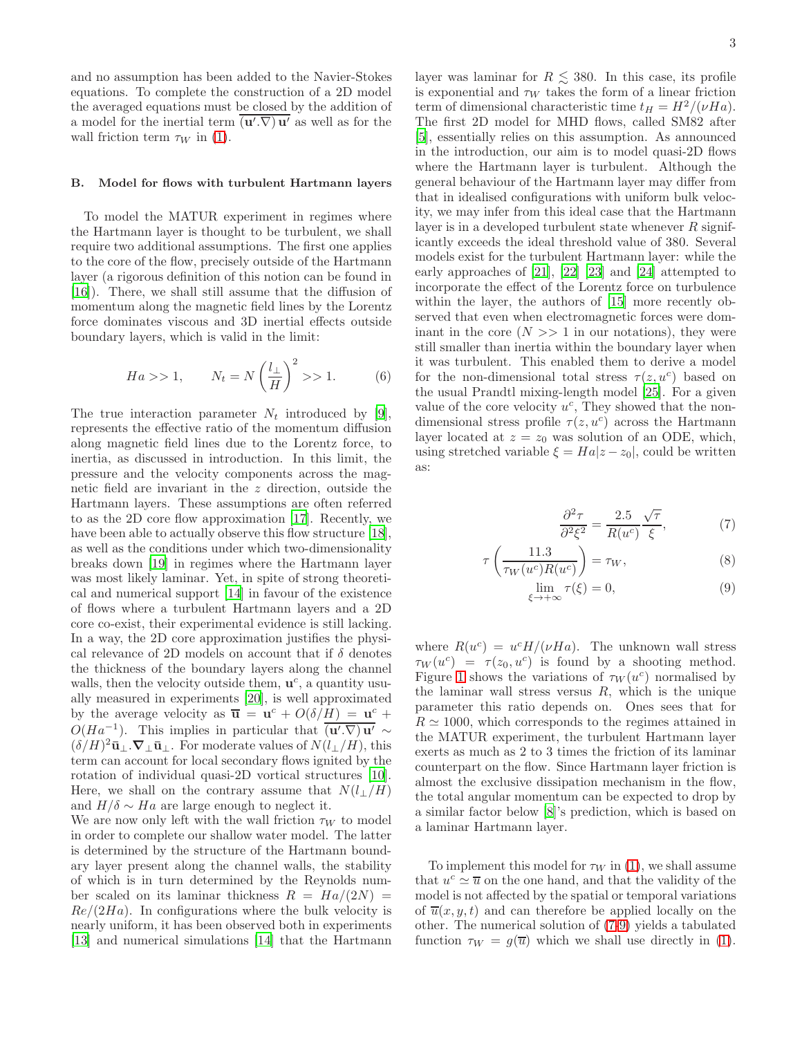and no assumption has been added to the Navier-Stokes equations. To complete the construction of a 2D model the averaged equations must be closed by the addition of a model for the inertial term $\overline{(\mathbf{u'}.\nabla)\,\mathbf{u'}}$ as well as for the wall friction term $\tau_W$ in (1).

### B. Model for flows with turbulent Hartmann layers

To model the MATUR experiment in regimes where the Hartmann layer is thought to be turbulent, we shall require two additional assumptions. The first one applies to the core of the flow, precisely outside of the Hartmann layer (a rigorous definition of this notion can be found in [16]). There, we shall still assume that the diffusion of momentum along the magnetic field lines by the Lorentz force dominates viscous and 3D inertial effects outside boundary layers, which is valid in the limit:

$$Ha >> 1, \qquad N_t = N\left(\frac{l_\perp}{H}\right)^2 >> 1. \tag{6}$$

The true interaction parameter $N_t$ introduced by [9], represents the effective ratio of the momentum diffusion along magnetic field lines due to the Lorentz force, to inertia, as discussed in introduction. In this limit, the pressure and the velocity components across the magnetic field are invariant in the $z$ direction, outside the Hartmann layers. These assumptions are often referred to as the 2D core flow approximation [17]. Recently, we have been able to actually observe this flow structure [18], as well as the conditions under which two-dimensionality breaks down [19] in regimes where the Hartmann layer was most likely laminar. Yet, in spite of strong theoretical and numerical support [14] in favour of the existence of flows where a turbulent Hartmann layers and a 2D core co-exist, their experimental evidence is still lacking. In a way, the 2D core approximation justifies the physical relevance of 2D models on account that if $\delta$ denotes the thickness of the boundary layers along the channel walls, then the velocity outside them, $\mathbf{u}^c$, a quantity usually measured in experiments [20], is well approximated by the average velocity as $\overline{\mathbf{u}} = \mathbf{u}^c + O(\delta/H) = \mathbf{u}^c + O(Ha^{-1})$. This implies in particular that $\overline{(\mathbf{u'}.\nabla)\,\mathbf{u'}} \sim (\delta/H)^2 \bar{\mathbf{u}}_\perp.\boldsymbol{\nabla}_\perp \bar{\mathbf{u}}_\perp$. For moderate values of $N(l_\perp/H)$, this term can account for local secondary flows ignited by the rotation of individual quasi-2D vortical structures [10]. Here, we shall on the contrary assume that $N(l_\perp/H)$ and $H/\delta \sim Ha$ are large enough to neglect it.

We are now only left with the wall friction $\tau_W$ to model in order to complete our shallow water model. The latter is determined by the structure of the Hartmann boundary layer present along the channel walls, the stability of which is in turn determined by the Reynolds number scaled on its laminar thickness $R = Ha/(2N) = Re/(2Ha)$. In configurations where the bulk velocity is nearly uniform, it has been observed both in experiments [13] and numerical simulations [14] that the Hartmann layer was laminar for $R \lesssim 380$. In this case, its profile is exponential and $\tau_W$ takes the form of a linear friction term of dimensional characteristic time $t_H = H^2/(\nu Ha)$. The first 2D model for MHD flows, called SM82 after [5], essentially relies on this assumption. As announced in the introduction, our aim is to model quasi-2D flows where the Hartmann layer is turbulent. Although the general behaviour of the Hartmann layer may differ from that in idealised configurations with uniform bulk velocity, we may infer from this ideal case that the Hartmann layer is in a developed turbulent state whenever $R$ significantly exceeds the ideal threshold value of 380. Several models exist for the turbulent Hartmann layer: while the early approaches of [21], [22] [23] and [24] attempted to incorporate the effect of the Lorentz force on turbulence within the layer, the authors of [15] more recently observed that even when electromagnetic forces were dominant in the core ($N >> 1$ in our notations), they were still smaller than inertia within the boundary layer when it was turbulent. This enabled them to derive a model for the non-dimensional total stress $\tau(z, u^c)$ based on the usual Prandtl mixing-length model [25]. For a given value of the core velocity $u^c$, They showed that the non-dimensional stress profile $\tau(z, u^c)$ across the Hartmann layer located at $z = z_0$ was solution of an ODE, which, using stretched variable $\xi = Ha|z - z_0|$, could be written as:

$$\frac{\partial^2 \tau}{\partial^2 \xi^2} = \frac{2.5}{R(u^c)}\frac{\sqrt{\tau}}{\xi}, \tag{7}$$

$$\tau\left(\frac{11.3}{\tau_W(u^c)R(u^c)}\right) = \tau_W, \tag{8}$$

$$\lim_{\xi \to +\infty} \tau(\xi) = 0, \tag{9}$$

where $R(u^c) = u^c H/(\nu Ha)$. The unknown wall stress $\tau_W(u^c) = \tau(z_0, u^c)$ is found by a shooting method. Figure 1 shows the variations of $\tau_W(u^c)$ normalised by the laminar wall stress versus $R$, which is the unique parameter this ratio depends on. Ones sees that for $R \simeq 1000$, which corresponds to the regimes attained in the MATUR experiment, the turbulent Hartmann layer exerts as much as 2 to 3 times the friction of its laminar counterpart on the flow. Since Hartmann layer friction is almost the exclusive dissipation mechanism in the flow, the total angular momentum can be expected to drop by a similar factor below [8]'s prediction, which is based on a laminar Hartmann layer.

To implement this model for $\tau_W$ in (1), we shall assume that $u^c \simeq \overline{u}$ on the one hand, and that the validity of the model is not affected by the spatial or temporal variations of $\overline{u}(x, y, t)$ and can therefore be applied locally on the other. The numerical solution of (7-9) yields a tabulated function $\tau_W = g(\overline{u})$ which we shall use directly in (1).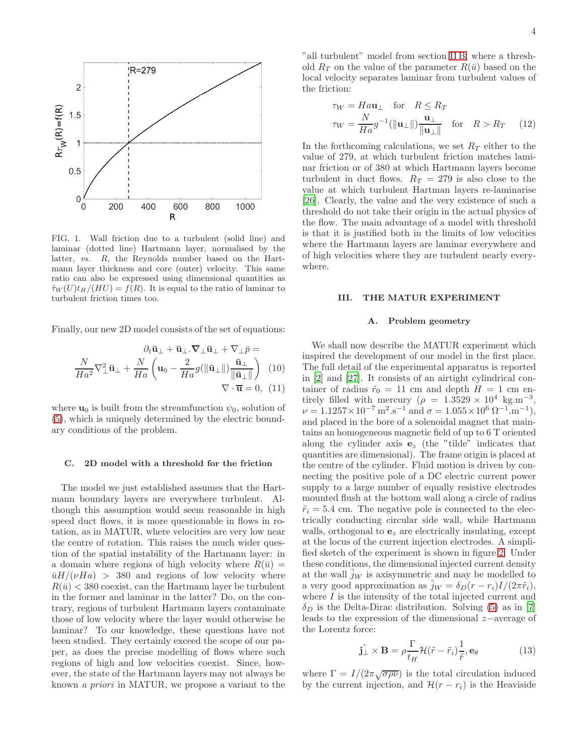FIG. 1. Wall friction due to a turbulent (solid line) and laminar (dotted line) Hartmann layer, normalised by the latter, *vs.* $R$, the Reynolds number based on the Hartmann layer thickness and core (outer) velocity. This same ratio can also be expressed using dimensional quantities as $\tilde{\tau}_W(U)t_H/(HU) = f(R)$. It is equal to the ratio of laminar to turbulent friction times too.

Finally, our new 2D model consists of the set of equations:

$$\partial_t \bar{\mathbf{u}}_\perp + \bar{\mathbf{u}}_\perp.\boldsymbol{\nabla}_\perp \bar{\mathbf{u}}_\perp + \nabla_\perp \bar{p} = \frac{N}{Ha^2}\nabla_\perp^2 \bar{\mathbf{u}}_\perp + \frac{N}{Ha}\left(\mathbf{u}_0 - \frac{2}{Ha} g(\|\bar{\mathbf{u}}_\perp\|)\frac{\bar{\mathbf{u}}_\perp}{\|\bar{\mathbf{u}}_\perp\|}\right) \quad (10)$$

$$\nabla \cdot \overline{\mathbf{u}} = 0, \quad (11)$$

where $\mathbf{u}_0$ is built from the streamfunction $\psi_0$, solution of (5), which is uniquely determined by the electric boundary conditions of the problem.

### C. 2D model with a threshold for the friction

The model we just established assumes that the Hartmann boundary layers are everywhere turbulent. Although this assumption would seem reasonable in high speed duct flows, it is more questionable in flows in rotation, as in MATUR, where velocities are very low near the centre of rotation. This raises the much wider question of the spatial instability of the Hartmann layer: in a domain where regions of high velocity where $R(\bar{u}) = \bar{u}H/(\nu Ha) > 380$ and regions of low velocity where $R(\bar{u}) < 380$ coexist, can the Hartmann layer be turbulent in the former and laminar in the latter? Do, on the contrary, regions of turbulent Hartmann layers contaminate those of low velocity where the layer would otherwise be laminar? To our knowledge, these questions have not been studied. They certainly exceed the scope of our paper, as does the precise modelling of flows where such regions of high and low velocities coexist. Since, however, the state of the Hartmann layers may not always be known *a priori* in MATUR, we propose a variant to the "all turbulent" model from section II B, where a threshold $R_T$ on the value of the parameter $R(\bar{u})$ based on the local velocity separates laminar from turbulent values of the friction:

$$\tau_W = Ha\mathbf{u}_\perp \quad \text{for} \quad R \leq R_T$$
$$\tau_W = \frac{N}{Ha} g^{-1}(\|\mathbf{u}_\perp\|)\frac{\mathbf{u}_\perp}{\|\mathbf{u}_\perp\|} \quad \text{for} \quad R > R_T \quad (12)$$

In the forthcoming calculations, we set $R_T$ either to the value of 279, at which turbulent friction matches laminar friction or of 380 at which Hartmann layers become turbulent in duct flows. $R_T = 279$ is also close to the value at which turbulent Hartman layers re-laminarise [26]. Clearly, the value and the very existence of such a threshold do not take their origin in the actual physics of the flow. The main advantage of a model with threshold is that it is justified both in the limits of low velocities where the Hartmann layers are laminar everywhere and of high velocities where they are turbulent nearly everywhere.

## III. THE MATUR EXPERIMENT

### A. Problem geometry

We shall now describe the MATUR experiment which inspired the development of our model in the first place. The full detail of the experimental apparatus is reported in [2] and [27]. It consists of an airtight cylindrical container of radius $\tilde{r}_0 = 11$ cm and depth $H = 1$ cm entirely filled with mercury ($\rho = 1.3529 \times 10^4$ kg.m$^{-3}$, $\nu = 1.1257 \times 10^{-7}$ m$^2$.s$^{-1}$ and $\sigma = 1.055 \times 10^6$ $\Omega^{-1}$.m$^{-1}$), and placed in the bore of a solenoidal magnet that maintains an homogeneous magnetic field of up to 6 T oriented along the cylinder axis $\mathbf{e}_z$ (the "tilde" indicates that quantities are dimensional). The frame origin is placed at the centre of the cylinder. Fluid motion is driven by connecting the positive pole of a DC electric current power supply to a large number of equally resistive electrodes mounted flush at the bottom wall along a circle of radius $\tilde{r}_i = 5.4$ cm. The negative pole is connected to the electrically conducting circular side wall, while Hartmann walls, orthogonal to $\mathbf{e}_z$ are electrically insulating, except at the locus of the current injection electrodes. A simplified sketch of the experiment is shown in figure 2. Under these conditions, the dimensional injected current density at the wall $\tilde{j}_W$ is axisymmetric and may be modelled to a very good approximation as $\tilde{j}_W = \delta_D(r - r_i)I/(2\pi\tilde{r}_i)$, where $I$ is the intensity of the total injected current and $\delta_D$ is the Delta-Dirac distribution. Solving (5) as in [7] leads to the expression of the dimensional $z-$average of the Lorentz force:

$$\tilde{\mathbf{j}_\perp} \times \mathbf{B} = \rho\frac{\Gamma}{t_H}\mathcal{H}(\tilde{r} - \tilde{r}_i)\frac{1}{\tilde{r}}, \mathbf{e}_\theta \quad (13)$$

where $\Gamma = I/(2\pi\sqrt{\sigma\rho\nu})$ is the total circulation induced by the current injection, and $\mathcal{H}(r - r_i)$ is the Heaviside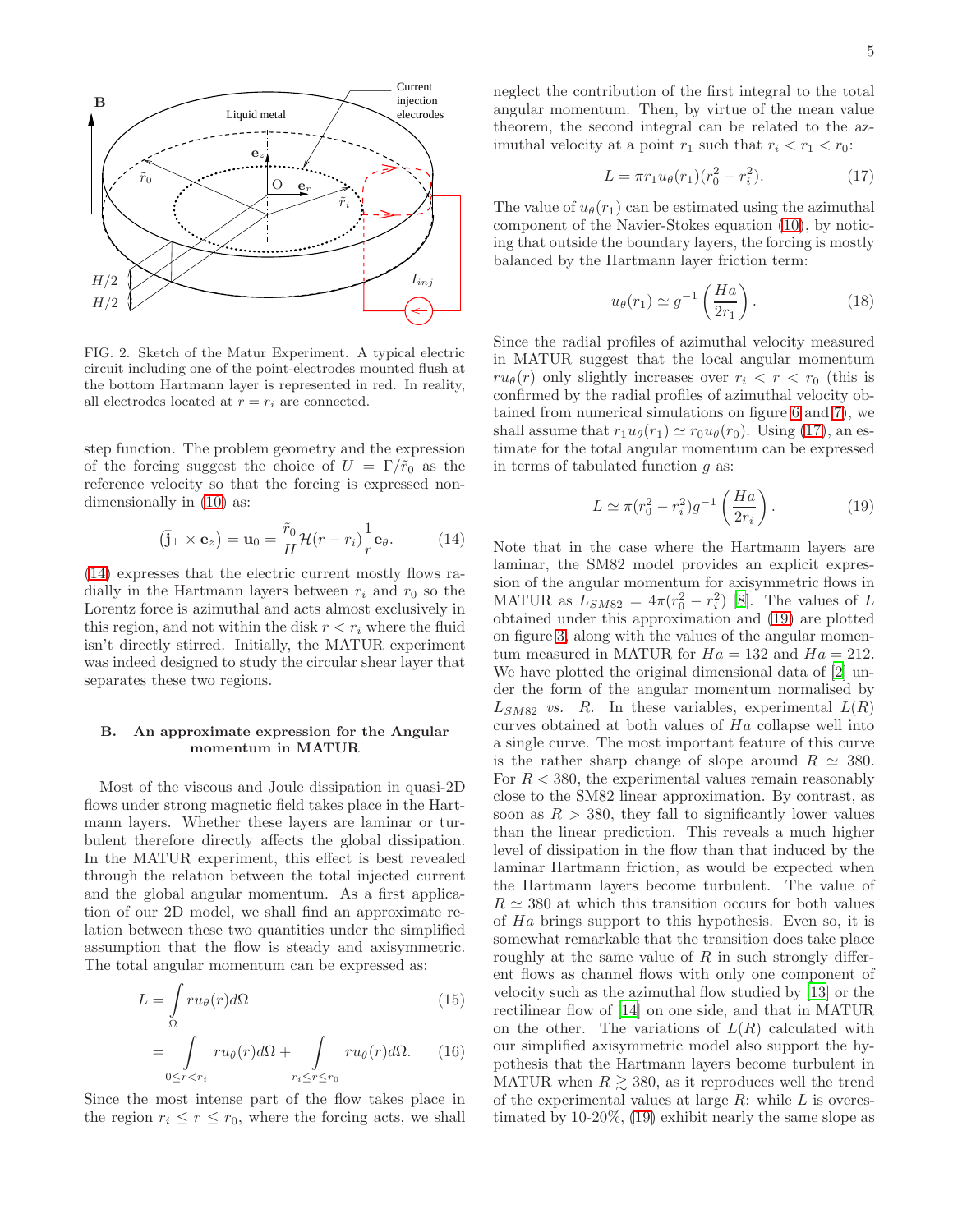FIG. 2. Sketch of the Matur Experiment. A typical electric circuit including one of the point-electrodes mounted flush at the bottom Hartmann layer is represented in red. In reality, all electrodes located at $r = r_i$ are connected.

step function. The problem geometry and the expression of the forcing suggest the choice of $U = \Gamma/\tilde{r}_0$ as the reference velocity so that the forcing is expressed non-dimensionally in (10) as:

$$(\bar{\mathbf{j}}_\perp \times \mathbf{e}_z) = \mathbf{u}_0 = \frac{\tilde{r}_0}{H}\mathcal{H}(r - r_i)\frac{1}{r}\mathbf{e}_\theta. \tag{14}$$

(14) expresses that the electric current mostly flows radially in the Hartmann layers between $r_i$ and $r_0$ so the Lorentz force is azimuthal and acts almost exclusively in this region, and not within the disk $r < r_i$ where the fluid isn't directly stirred. Initially, the MATUR experiment was indeed designed to study the circular shear layer that separates these two regions.

### B. An approximate expression for the Angular momentum in MATUR

Most of the viscous and Joule dissipation in quasi-2D flows under strong magnetic field takes place in the Hartmann layers. Whether these layers are laminar or turbulent therefore directly affects the global dissipation. In the MATUR experiment, this effect is best revealed through the relation between the total injected current and the global angular momentum. As a first application of our 2D model, we shall find an approximate relation between these two quantities under the simplified assumption that the flow is steady and axisymmetric. The total angular momentum can be expressed as:

$$L = \int_\Omega r u_\theta(r) d\Omega \tag{15}$$

$$= \int_{0 \le r < r_i} r u_\theta(r) d\Omega + \int_{r_i \le r \le r_0} r u_\theta(r) d\Omega. \tag{16}$$

Since the most intense part of the flow takes place in the region $r_i \le r \le r_0$, where the forcing acts, we shall neglect the contribution of the first integral to the total angular momentum. Then, by virtue of the mean value theorem, the second integral can be related to the azimuthal velocity at a point $r_1$ such that $r_i < r_1 < r_0$:

$$L = \pi r_1 u_\theta(r_1)(r_0^2 - r_i^2). \tag{17}$$

The value of $u_\theta(r_1)$ can be estimated using the azimuthal component of the Navier-Stokes equation (10), by noticing that outside the boundary layers, the forcing is mostly balanced by the Hartmann layer friction term:

$$u_\theta(r_1) \simeq g^{-1}\left(\frac{Ha}{2r_1}\right). \tag{18}$$

Since the radial profiles of azimuthal velocity measured in MATUR suggest that the local angular momentum $r u_\theta(r)$ only slightly increases over $r_i < r < r_0$ (this is confirmed by the radial profiles of azimuthal velocity obtained from numerical simulations on figure 6 and 7), we shall assume that $r_1 u_\theta(r_1) \simeq r_0 u_\theta(r_0)$. Using (17), an estimate for the total angular momentum can be expressed in terms of tabulated function $g$ as:

$$L \simeq \pi(r_0^2 - r_i^2) g^{-1}\left(\frac{Ha}{2r_i}\right). \tag{19}$$

Note that in the case where the Hartmann layers are laminar, the SM82 model provides an explicit expression of the angular momentum for axisymmetric flows in MATUR as $L_{SM82} = 4\pi(r_0^2 - r_i^2)$ [8]. The values of $L$ obtained under this approximation and (19) are plotted on figure 3, along with the values of the angular momentum measured in MATUR for $Ha = 132$ and $Ha = 212$. We have plotted the original dimensional data of [2] under the form of the angular momentum normalised by $L_{SM82}$ *vs.* $R$. In these variables, experimental $L(R)$ curves obtained at both values of $Ha$ collapse well into a single curve. The most important feature of this curve is the rather sharp change of slope around $R \simeq 380$. For $R < 380$, the experimental values remain reasonably close to the SM82 linear approximation. By contrast, as soon as $R > 380$, they fall to significantly lower values than the linear prediction. This reveals a much higher level of dissipation in the flow than that induced by the laminar Hartmann friction, as would be expected when the Hartmann layers become turbulent. The value of $R \simeq 380$ at which this transition occurs for both values of $Ha$ brings support to this hypothesis. Even so, it is somewhat remarkable that the transition does take place roughly at the same value of $R$ in such strongly different flows as channel flows with only one component of velocity such as the azimuthal flow studied by [13] or the rectilinear flow of [14] on one side, and that in MATUR on the other. The variations of $L(R)$ calculated with our simplified axisymmetric model also support the hypothesis that the Hartmann layers become turbulent in MATUR when $R \gtrsim 380$, as it reproduces well the trend of the experimental values at large $R$: while $L$ is overestimated by 10-20%, (19) exhibit nearly the same slope as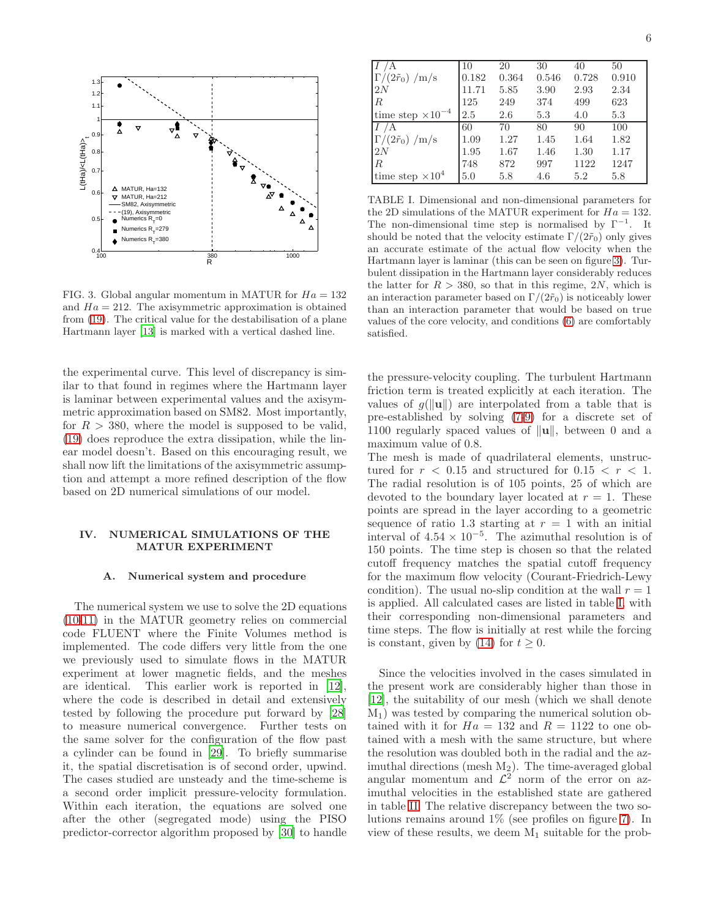FIG. 3. Global angular momentum in MATUR for $Ha = 132$ and $Ha = 212$. The axisymmetric approximation is obtained from (19). The critical value for the destabilisation of a plane Hartmann layer [13] is marked with a vertical dashed line.

the experimental curve. This level of discrepancy is similar to that found in regimes where the Hartmann layer is laminar between experimental values and the axisymmetric approximation based on SM82. Most importantly, for $R > 380$, where the model is supposed to be valid, (19) does reproduce the extra dissipation, while the linear model doesn't. Based on this encouraging result, we shall now lift the limitations of the axisymmetric assumption and attempt a more refined description of the flow based on 2D numerical simulations of our model.

## IV. NUMERICAL SIMULATIONS OF THE MATUR EXPERIMENT

### A. Numerical system and procedure

The numerical system we use to solve the 2D equations (10-11) in the MATUR geometry relies on commercial code FLUENT where the Finite Volumes method is implemented. The code differs very little from the one we previously used to simulate flows in the MATUR experiment at lower magnetic fields, and the meshes are identical. This earlier work is reported in [12], where the code is described in detail and extensively tested by following the procedure put forward by [28] to measure numerical convergence. Further tests on the same solver for the configuration of the flow past a cylinder can be found in [29]. To briefly summarise it, the spatial discretisation is of second order, upwind. The cases studied are unsteady and the time-scheme is a second order implicit pressure-velocity formulation. Within each iteration, the equations are solved one after the other (segregated mode) using the PISO predictor-corrector algorithm proposed by [30] to handle the pressure-velocity coupling. The turbulent Hartmann friction term is treated explicitly at each iteration. The values of $g(\|\mathbf{u}\|)$ are interpolated from a table that is pre-established by solving (7-9) for a discrete set of 1100 regularly spaced values of $\|\mathbf{u}\|$, between 0 and a maximum value of 0.8.

The mesh is made of quadrilateral elements, unstructured for $r < 0.15$ and structured for $0.15 < r < 1$. The radial resolution is of 105 points, 25 of which are devoted to the boundary layer located at $r = 1$. These points are spread in the layer according to a geometric sequence of ratio 1.3 starting at $r = 1$ with an initial interval of $4.54 \times 10^{-5}$. The azimuthal resolution is of 150 points. The time step is chosen so that the related cutoff frequency matches the spatial cutoff frequency for the maximum flow velocity (Courant-Friedrich-Lewy condition). The usual no-slip condition at the wall $r = 1$ is applied. All calculated cases are listed in table I, with their corresponding non-dimensional parameters and time steps. The flow is initially at rest while the forcing is constant, given by (14) for $t \geq 0$.

| $I$ /A | 10 | 20 | 30 | 40 | 50 |
|---|---|---|---|---|---|
| $\Gamma/(2\tilde{r}_0)$ /m/s | 0.182 | 0.364 | 0.546 | 0.728 | 0.910 |
| $2N$ | 11.71 | 5.85 | 3.90 | 2.93 | 2.34 |
| $R$ | 125 | 249 | 374 | 499 | 623 |
| time step $\times 10^{-4}$ | 2.5 | 2.6 | 5.3 | 4.0 | 5.3 |
| $I$ /A | 60 | 70 | 80 | 90 | 100 |
| $\Gamma/(2\tilde{r}_0)$ /m/s | 1.09 | 1.27 | 1.45 | 1.64 | 1.82 |
| $2N$ | 1.95 | 1.67 | 1.46 | 1.30 | 1.17 |
| $R$ | 748 | 872 | 997 | 1122 | 1247 |
| time step $\times 10^{4}$ | 5.0 | 5.8 | 4.6 | 5.2 | 5.8 |

TABLE I. Dimensional and non-dimensional parameters for the 2D simulations of the MATUR experiment for $Ha = 132$. The non-dimensional time step is normalised by $\Gamma^{-1}$. It should be noted that the velocity estimate $\Gamma/(2\tilde{r}_0)$ only gives an accurate estimate of the actual flow velocity when the Hartmann layer is laminar (this can be seen on figure 3). Turbulent dissipation in the Hartmann layer considerably reduces the latter for $R > 380$, so that in this regime, $2N$, which is an interaction parameter based on $\Gamma/(2\tilde{r}_0)$ is noticeably lower than an interaction parameter that would be based on true values of the core velocity, and conditions (6) are comfortably satisfied.

Since the velocities involved in the cases simulated in the present work are considerably higher than those in [12], the suitability of our mesh (which we shall denote $M_1$) was tested by comparing the numerical solution obtained with it for $Ha = 132$ and $R = 1122$ to one obtained with a mesh with the same structure, but where the resolution was doubled both in the radial and the azimuthal directions (mesh $M_2$). The time-averaged global angular momentum and $\mathcal{L}^2$ norm of the error on azimuthal velocities in the established state are gathered in table II. The relative discrepancy between the two solutions remains around 1% (see profiles on figure 7). In view of these results, we deem $M_1$ suitable for the prob-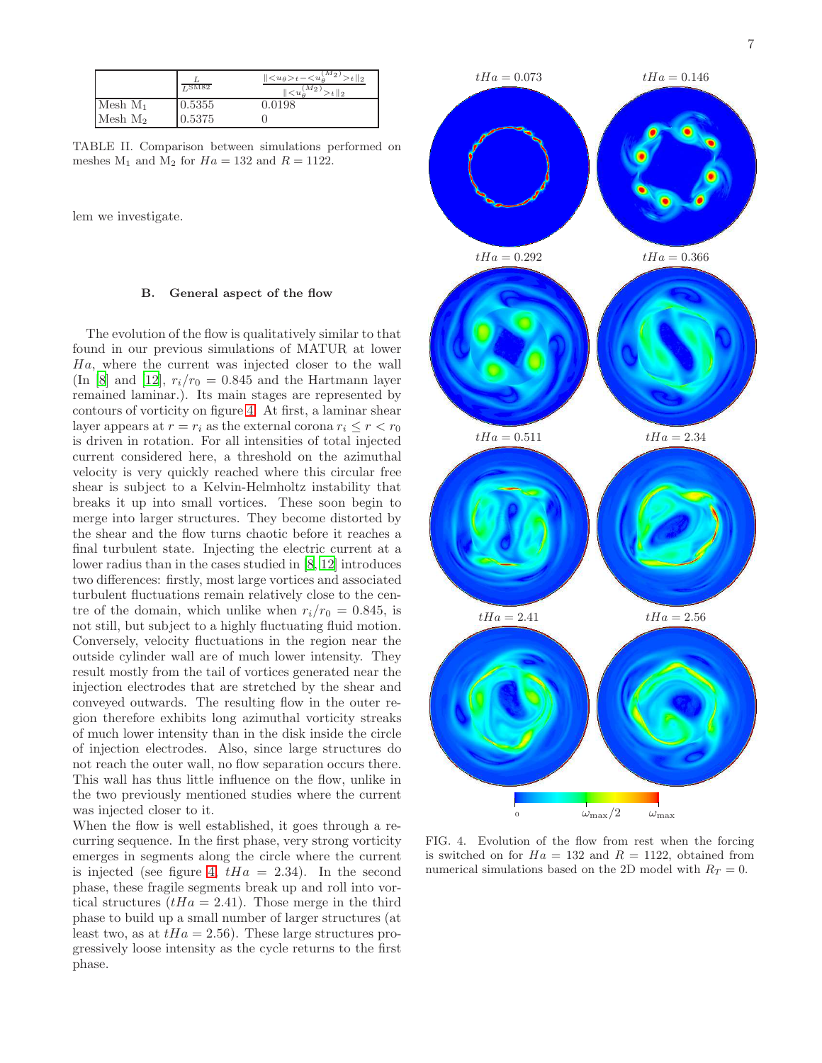|  | $\frac{L}{L^{\text{SM82}}}$ | $\frac{\\|<u_\theta>_t - <u_\theta^{(M_2)}>_t\\|_2}{\\|<u_\theta^{(M_2)}>_t\\|_2}$ |
|---|---|---|
| Mesh $M_1$ | 0.5355 | 0.0198 |
| Mesh $M_2$ | 0.5375 | 0 |

TABLE II. Comparison between simulations performed on meshes $M_1$ and $M_2$ for $Ha = 132$ and $R = 1122$.

lem we investigate.

### B. General aspect of the flow

The evolution of the flow is qualitatively similar to that found in our previous simulations of MATUR at lower $Ha$, where the current was injected closer to the wall (In [8] and [12], $r_i/r_0 = 0.845$ and the Hartmann layer remained laminar.). Its main stages are represented by contours of vorticity on figure 4. At first, a laminar shear layer appears at $r = r_i$ as the external corona $r_i \leq r < r_0$ is driven in rotation. For all intensities of total injected current considered here, a threshold on the azimuthal velocity is very quickly reached where this circular free shear is subject to a Kelvin-Helmholtz instability that breaks it up into small vortices. These soon begin to merge into larger structures. They become distorted by the shear and the flow turns chaotic before it reaches a final turbulent state. Injecting the electric current at a lower radius than in the cases studied in [8, 12] introduces two differences: firstly, most large vortices and associated turbulent fluctuations remain relatively close to the centre of the domain, which unlike when $r_i/r_0 = 0.845$, is not still, but subject to a highly fluctuating fluid motion. Conversely, velocity fluctuations in the region near the outside cylinder wall are of much lower intensity. They result mostly from the tail of vortices generated near the injection electrodes that are stretched by the shear and conveyed outwards. The resulting flow in the outer region therefore exhibits long azimuthal vorticity streaks of much lower intensity than in the disk inside the circle of injection electrodes. Also, since large structures do not reach the outer wall, no flow separation occurs there. This wall has thus little influence on the flow, unlike in the two previously mentioned studies where the current was injected closer to it.

When the flow is well established, it goes through a recurring sequence. In the first phase, very strong vorticity emerges in segments along the circle where the current is injected (see figure 4, $tHa = 2.34$). In the second phase, these fragile segments break up and roll into vortical structures ($tHa = 2.41$). Those merge in the third phase to build up a small number of larger structures (at least two, as at $tHa = 2.56$). These large structures progressively loose intensity as the cycle returns to the first phase.

FIG. 4. Evolution of the flow from rest when the forcing is switched on for $Ha = 132$ and $R = 1122$, obtained from numerical simulations based on the 2D model with $R_T = 0$.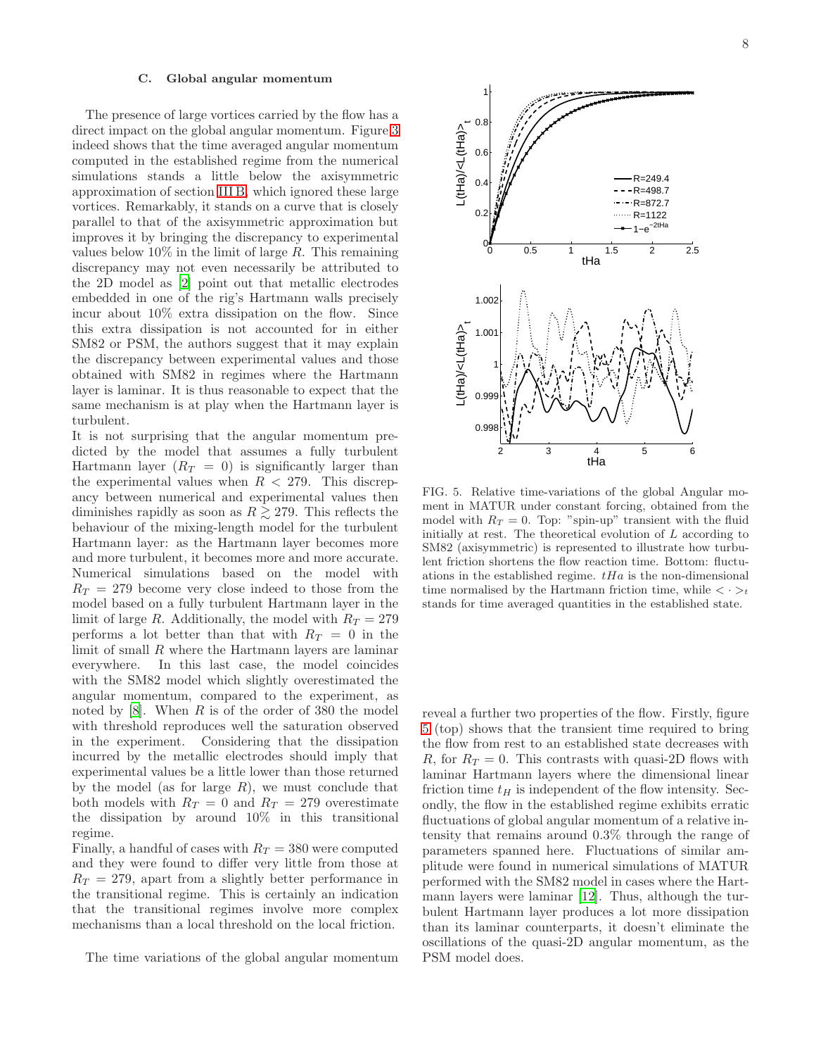### C. Global angular momentum

The presence of large vortices carried by the flow has a direct impact on the global angular momentum. Figure 3 indeed shows that the time averaged angular momentum computed in the established regime from the numerical simulations stands a little below the axisymmetric approximation of section III B, which ignored these large vortices. Remarkably, it stands on a curve that is closely parallel to that of the axisymmetric approximation but improves it by bringing the discrepancy to experimental values below 10% in the limit of large $R$. This remaining discrepancy may not even necessarily be attributed to the 2D model as [2] point out that metallic electrodes embedded in one of the rig's Hartmann walls precisely incur about 10% extra dissipation on the flow. Since this extra dissipation is not accounted for in either SM82 or PSM, the authors suggest that it may explain the discrepancy between experimental values and those obtained with SM82 in regimes where the Hartmann layer is laminar. It is thus reasonable to expect that the same mechanism is at play when the Hartmann layer is turbulent.

It is not surprising that the angular momentum predicted by the model that assumes a fully turbulent Hartmann layer ($R_T = 0$) is significantly larger than the experimental values when $R < 279$. This discrepancy between numerical and experimental values then diminishes rapidly as soon as $R \gtrsim 279$. This reflects the behaviour of the mixing-length model for the turbulent Hartmann layer: as the Hartmann layer becomes more and more turbulent, it becomes more and more accurate. Numerical simulations based on the model with $R_T = 279$ become very close indeed to those from the model based on a fully turbulent Hartmann layer in the limit of large $R$. Additionally, the model with $R_T = 279$ performs a lot better than that with $R_T = 0$ in the limit of small $R$ where the Hartmann layers are laminar everywhere. In this last case, the model coincides with the SM82 model which slightly overestimated the angular momentum, compared to the experiment, as noted by [8]. When $R$ is of the order of 380 the model with threshold reproduces well the saturation observed in the experiment. Considering that the dissipation incurred by the metallic electrodes should imply that experimental values be a little lower than those returned by the model (as for large $R$), we must conclude that both models with $R_T = 0$ and $R_T = 279$ overestimate the dissipation by around 10% in this transitional regime.

Finally, a handful of cases with $R_T = 380$ were computed and they were found to differ very little from those at $R_T = 279$, apart from a slightly better performance in the transitional regime. This is certainly an indication that the transitional regimes involve more complex mechanisms than a local threshold on the local friction.

The time variations of the global angular momentum reveal a further two properties of the flow. Firstly, figure 5 (top) shows that the transient time required to bring the flow from rest to an established state decreases with $R$, for $R_T = 0$. This contrasts with quasi-2D flows with laminar Hartmann layers where the dimensional linear friction time $t_H$ is independent of the flow intensity. Secondly, the flow in the established regime exhibits erratic fluctuations of global angular momentum of a relative intensity that remains around 0.3% through the range of parameters spanned here. Fluctuations of similar amplitude were found in numerical simulations of MATUR performed with the SM82 model in cases where the Hartmann layers were laminar [12]. Thus, although the turbulent Hartmann layer produces a lot more dissipation than its laminar counterparts, it doesn't eliminate the oscillations of the quasi-2D angular momentum, as the PSM model does.

FIG. 5. Relative time-variations of the global Angular moment in MATUR under constant forcing, obtained from the model with $R_T = 0$. Top: "spin-up" transient with the fluid initially at rest. The theoretical evolution of $L$ according to SM82 (axisymmetric) is represented to illustrate how turbulent friction shortens the flow reaction time. Bottom: fluctuations in the established regime. $tHa$ is the non-dimensional time normalised by the Hartmann friction time, while $< \cdot >_t$ stands for time averaged quantities in the established state.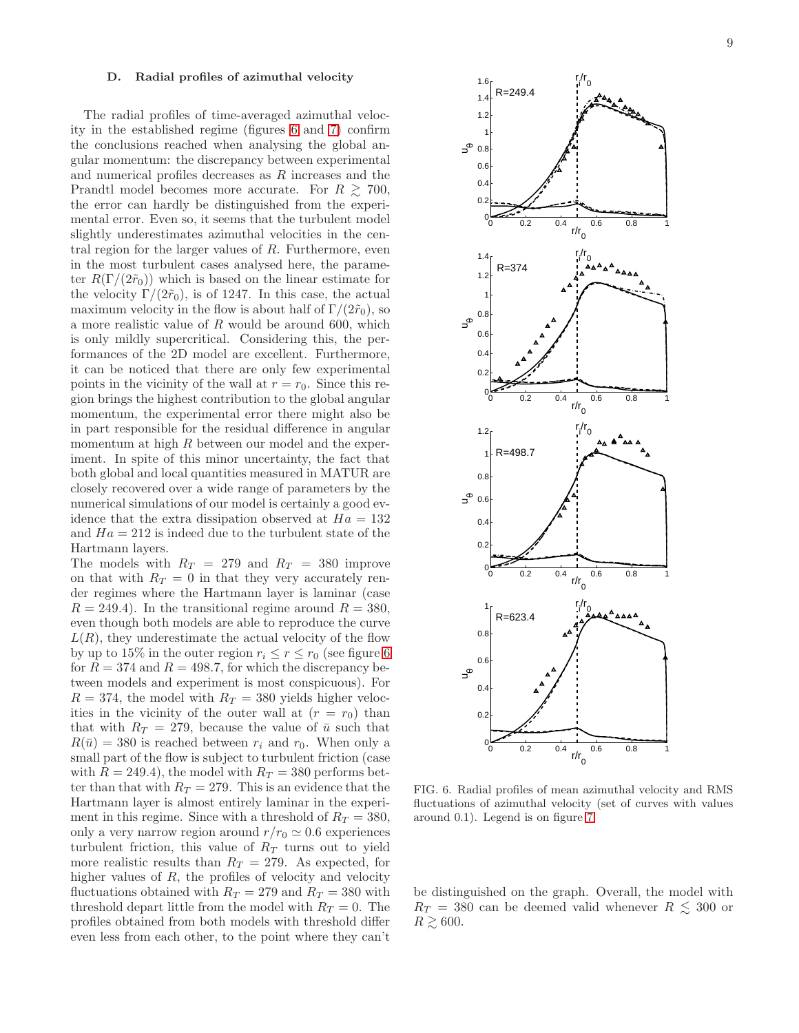### D. Radial profiles of azimuthal velocity

The radial profiles of time-averaged azimuthal velocity in the established regime (figures 6 and 7) confirm the conclusions reached when analysing the global angular momentum: the discrepancy between experimental and numerical profiles decreases as $R$ increases and the Prandtl model becomes more accurate. For $R \gtrsim 700$, the error can hardly be distinguished from the experimental error. Even so, it seems that the turbulent model slightly underestimates azimuthal velocities in the central region for the larger values of $R$. Furthermore, even in the most turbulent cases analysed here, the parameter $R(\Gamma/(2\tilde{r}_0))$ which is based on the linear estimate for the velocity $\Gamma/(2\tilde{r}_0)$, is of 1247. In this case, the actual maximum velocity in the flow is about half of $\Gamma/(2\tilde{r}_0)$, so a more realistic value of $R$ would be around 600, which is only mildly supercritical. Considering this, the performances of the 2D model are excellent. Furthermore, it can be noticed that there are only few experimental points in the vicinity of the wall at $r = r_0$. Since this region brings the highest contribution to the global angular momentum, the experimental error there might also be in part responsible for the residual difference in angular momentum at high $R$ between our model and the experiment. In spite of this minor uncertainty, the fact that both global and local quantities measured in MATUR are closely recovered over a wide range of parameters by the numerical simulations of our model is certainly a good evidence that the extra dissipation observed at $Ha = 132$ and $Ha = 212$ is indeed due to the turbulent state of the Hartmann layers.

The models with $R_T = 279$ and $R_T = 380$ improve on that with $R_T = 0$ in that they very accurately render regimes where the Hartmann layer is laminar (case $R = 249.4$). In the transitional regime around $R = 380$, even though both models are able to reproduce the curve $L(R)$, they underestimate the actual velocity of the flow by up to 15% in the outer region $r_i \leq r \leq r_0$ (see figure 6 for $R = 374$ and $R = 498.7$, for which the discrepancy between models and experiment is most conspicuous). For $R = 374$, the model with $R_T = 380$ yields higher velocities in the vicinity of the outer wall at $(r = r_0)$ than that with $R_T = 279$, because the value of $\bar{u}$ such that $R(\bar{u}) = 380$ is reached between $r_i$ and $r_0$. When only a small part of the flow is subject to turbulent friction (case with $R = 249.4$), the model with $R_T = 380$ performs better than that with $R_T = 279$. This is an evidence that the Hartmann layer is almost entirely laminar in the experiment in this regime. Since with a threshold of $R_T = 380$, only a very narrow region around $r/r_0 \simeq 0.6$ experiences turbulent friction, this value of $R_T$ turns out to yield more realistic results than $R_T = 279$. As expected, for higher values of $R$, the profiles of velocity and velocity fluctuations obtained with $R_T = 279$ and $R_T = 380$ with threshold depart little from the model with $R_T = 0$. The profiles obtained from both models with threshold differ even less from each other, to the point where they can't be distinguished on the graph. Overall, the model with $R_T = 380$ can be deemed valid whenever $R \lesssim 300$ or $R \gtrsim 600$.

FIG. 6. Radial profiles of mean azimuthal velocity and RMS fluctuations of azimuthal velocity (set of curves with values around 0.1). Legend is on figure 7.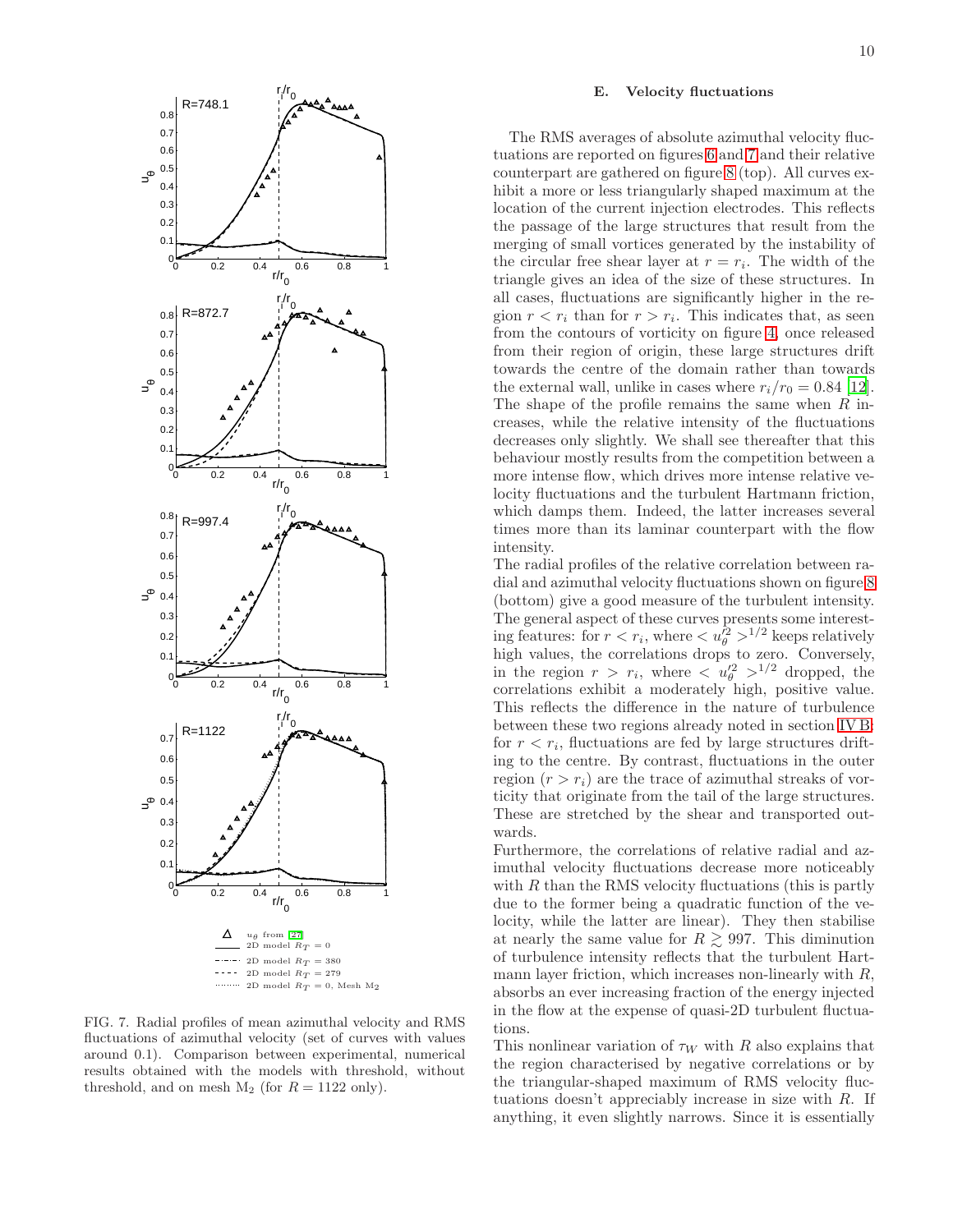FIG. 7. Radial profiles of mean azimuthal velocity and RMS fluctuations of azimuthal velocity (set of curves with values around 0.1). Comparison between experimental, numerical results obtained with the models with threshold, without threshold, and on mesh $M_2$ (for $R = 1122$ only).

### E. Velocity fluctuations

The RMS averages of absolute azimuthal velocity fluctuations are reported on figures 6 and 7 and their relative counterpart are gathered on figure 8 (top). All curves exhibit a more or less triangularly shaped maximum at the location of the current injection electrodes. This reflects the passage of the large structures that result from the merging of small vortices generated by the instability of the circular free shear layer at $r = r_i$. The width of the triangle gives an idea of the size of these structures. In all cases, fluctuations are significantly higher in the region $r < r_i$ than for $r > r_i$. This indicates that, as seen from the contours of vorticity on figure 4, once released from their region of origin, these large structures drift towards the centre of the domain rather than towards the external wall, unlike in cases where $r_i/r_0 = 0.84$ [12]. The shape of the profile remains the same when $R$ increases, while the relative intensity of the fluctuations decreases only slightly. We shall see thereafter that this behaviour mostly results from the competition between a more intense flow, which drives more intense relative velocity fluctuations and the turbulent Hartmann friction, which damps them. Indeed, the latter increases several times more than its laminar counterpart with the flow intensity.

The radial profiles of the relative correlation between radial and azimuthal velocity fluctuations shown on figure 8 (bottom) give a good measure of the turbulent intensity. The general aspect of these curves presents some interesting features: for $r < r_i$, where $< u_\theta'^2 >^{1/2}$ keeps relatively high values, the correlations drops to zero. Conversely, in the region $r > r_i$, where $< u_\theta'^2 >^{1/2}$ dropped, the correlations exhibit a moderately high, positive value. This reflects the difference in the nature of turbulence between these two regions already noted in section IV B: for $r < r_i$, fluctuations are fed by large structures drifting to the centre. By contrast, fluctuations in the outer region ($r > r_i$) are the trace of azimuthal streaks of vorticity that originate from the tail of the large structures. These are stretched by the shear and transported outwards.

Furthermore, the correlations of relative radial and azimuthal velocity fluctuations decrease more noticeably with $R$ than the RMS velocity fluctuations (this is partly due to the former being a quadratic function of the velocity, while the latter are linear). They then stabilise at nearly the same value for $R \gtrsim 997$. This diminution of turbulence intensity reflects that the turbulent Hartmann layer friction, which increases non-linearly with $R$, absorbs an ever increasing fraction of the energy injected in the flow at the expense of quasi-2D turbulent fluctuations.

This nonlinear variation of $\tau_W$ with $R$ also explains that the region characterised by negative correlations or by the triangular-shaped maximum of RMS velocity fluctuations doesn't appreciably increase in size with $R$. If anything, it even slightly narrows. Since it is essentially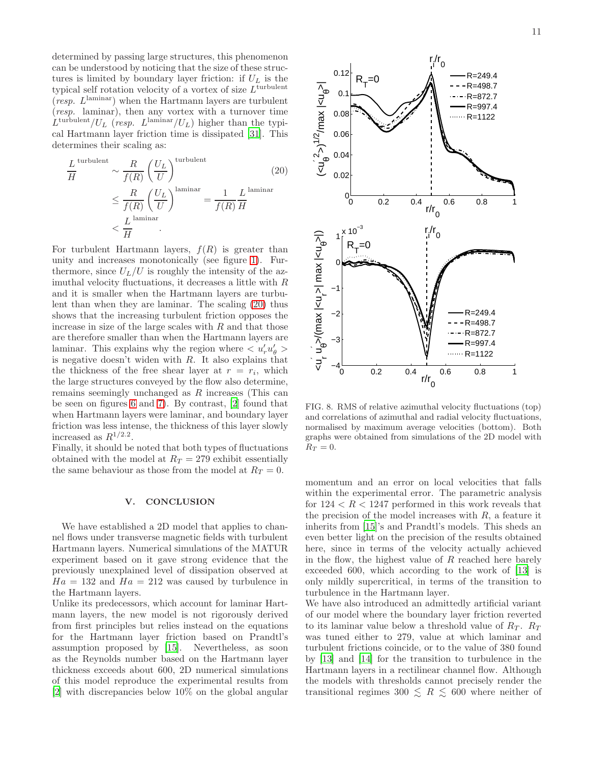determined by passing large structures, this phenomenon can be understood by noticing that the size of these structures is limited by boundary layer friction: if $U_L$ is the typical self rotation velocity of a vortex of size $L^{\text{turbulent}}$ (*resp.* $L^{\text{laminar}}$) when the Hartmann layers are turbulent (*resp.* laminar), then any vortex with a turnover time $L^{\text{turbulent}}/U_L$ (*resp.* $L^{\text{laminar}}/U_L$) higher than the typical Hartmann layer friction time is dissipated [31]. This determines their scaling as:

$$
\begin{aligned}
\frac{L}{H}^{\text{turbulent}} &\sim \frac{R}{f(R)}\left(\frac{U_L}{U}\right)^{\text{turbulent}} \qquad (20)\\
&\leq \frac{R}{f(R)}\left(\frac{U_L}{U}\right)^{\text{laminar}} = \frac{1}{f(R)}\frac{L}{H}^{\text{laminar}}\\
&< \frac{L}{H}^{\text{laminar}}.
\end{aligned}
$$

For turbulent Hartmann layers, $f(R)$ is greater than unity and increases monotonically (see figure 1). Furthermore, since $U_L/U$ is roughly the intensity of the azimuthal velocity fluctuations, it decreases a little with $R$ and it is smaller when the Hartmann layers are turbulent than when they are laminar. The scaling (20) thus shows that the increasing turbulent friction opposes the increase in size of the large scales with $R$ and that those are therefore smaller than when the Hartmann layers are laminar. This explains why the region where $< u_r' u_\theta' >$ is negative doesn't widen with $R$. It also explains that the thickness of the free shear layer at $r = r_i$, which the large structures conveyed by the flow also determine, remains seemingly unchanged as $R$ increases (This can be seen on figures 6 and 7). By contrast, [2] found that when Hartmann layers were laminar, and boundary layer friction was less intense, the thickness of this layer slowly increased as $R^{1/2.2}$.

Finally, it should be noted that both types of fluctuations obtained with the model at $R_T = 279$ exhibit essentially the same behaviour as those from the model at $R_T = 0$.

FIG. 8. RMS of relative azimuthal velocity fluctuations (top) and correlations of azimuthal and radial velocity fluctuations, normalised by maximum average velocities (bottom). Both graphs were obtained from simulations of the 2D model with $R_T = 0$.

## V. CONCLUSION

We have established a 2D model that applies to channel flows under transverse magnetic fields with turbulent Hartmann layers. Numerical simulations of the MATUR experiment based on it gave strong evidence that the previously unexplained level of dissipation observed at $Ha = 132$ and $Ha = 212$ was caused by turbulence in the Hartmann layers.

Unlike its predecessors, which account for laminar Hartmann layers, the new model is not rigorously derived from first principles but relies instead on the equations for the Hartmann layer friction based on Prandtl's assumption proposed by [15]. Nevertheless, as soon as the Reynolds number based on the Hartmann layer thickness exceeds about 600, 2D numerical simulations of this model reproduce the experimental results from [2] with discrepancies below 10% on the global angular momentum and an error on local velocities that falls within the experimental error. The parametric analysis for $124 < R < 1247$ performed in this work reveals that the precision of the model increases with $R$, a feature it inherits from [15]'s and Prandtl's models. This sheds an even better light on the precision of the results obtained here, since in terms of the velocity actually achieved in the flow, the highest value of $R$ reached here barely exceeded 600, which according to the work of [13] is only mildly supercritical, in terms of the transition to turbulence in the Hartmann layer.

We have also introduced an admittedly artificial variant of our model where the boundary layer friction reverted to its laminar value below a threshold value of $R_T$. $R_T$ was tuned either to 279, value at which laminar and turbulent frictions coincide, or to the value of 380 found by [13] and [14] for the transition to turbulence in the Hartmann layers in a rectilinear channel flow. Although the models with thresholds cannot precisely render the transitional regimes $300 \lesssim R \lesssim 600$ where neither of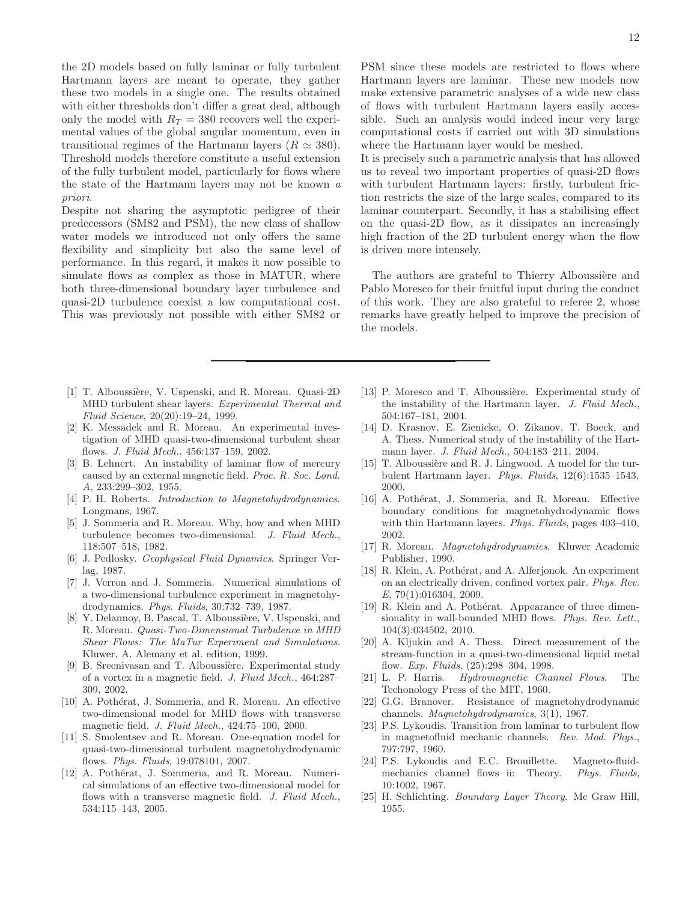the 2D models based on fully laminar or fully turbulent Hartmann layers are meant to operate, they gather these two models in a single one. The results obtained with either thresholds don't differ a great deal, although only the model with $R_T = 380$ recovers well the experimental values of the global angular momentum, even in transitional regimes of the Hartmann layers ($R \simeq 380$). Threshold models therefore constitute a useful extension of the fully turbulent model, particularly for flows where the state of the Hartmann layers may not be known *a priori*.

Despite not sharing the asymptotic pedigree of their predecessors (SM82 and PSM), the new class of shallow water models we introduced not only offers the same flexibility and simplicity but also the same level of performance. In this regard, it makes it now possible to simulate flows as complex as those in MATUR, where both three-dimensional boundary layer turbulence and quasi-2D turbulence coexist a low computational cost. This was previously not possible with either SM82 or PSM since these models are restricted to flows where Hartmann layers are laminar. These new models now make extensive parametric analyses of a wide new class of flows with turbulent Hartmann layers easily accessible. Such an analysis would indeed incur very large computational costs if carried out with 3D simulations where the Hartmann layer would be meshed.

It is precisely such a parametric analysis that has allowed us to reveal two important properties of quasi-2D flows with turbulent Hartmann layers: firstly, turbulent friction restricts the size of the large scales, compared to its laminar counterpart. Secondly, it has a stabilising effect on the quasi-2D flow, as it dissipates an increasingly high fraction of the 2D turbulent energy when the flow is driven more intensely.

The authors are grateful to Thierry Alboussière and Pablo Moresco for their fruitful input during the conduct of this work. They are also grateful to referee 2, whose remarks have greatly helped to improve the precision of the models.

---

[1] T. Alboussière, V. Uspenski, and R. Moreau. Quasi-2D MHD turbulent shear layers. *Experimental Thermal and Fluid Science*, 20(20):19–24, 1999.

[2] K. Messadek and R. Moreau. An experimental investigation of MHD quasi-two-dimensional turbulent shear flows. *J. Fluid Mech.*, 456:137–159, 2002.

[3] B. Lehnert. An instability of laminar flow of mercury caused by an external magnetic field. *Proc. R. Soc. Lond. A*, 233:299–302, 1955.

[4] P. H. Roberts. *Introduction to Magnetohydrodynamics*. Longmans, 1967.

[5] J. Sommeria and R. Moreau. Why, how and when MHD turbulence becomes two-dimensional. *J. Fluid Mech.*, 118:507–518, 1982.

[6] J. Pedlosky. *Geophysical Fluid Dynamics*. Springer Verlag, 1987.

[7] J. Verron and J. Sommeria. Numerical simulations of a two-dimensional turbulence experiment in magnetohydrodynamics. *Phys. Fluids*, 30:732–739, 1987.

[8] Y. Delannoy, B. Pascal, T. Alboussière, V. Uspenski, and R. Moreau. *Quasi-Two-Dimensional Turbulence in MHD Shear Flows: The MaTur Experiment and Simulations*. Kluwer, A. Alemany et al. edition, 1999.

[9] B. Sreenivasan and T. Alboussière. Experimental study of a vortex in a magnetic field. *J. Fluid Mech.*, 464:287–309, 2002.

[10] A. Pothérat, J. Sommeria, and R. Moreau. An effective two-dimensional model for MHD flows with transverse magnetic field. *J. Fluid Mech.*, 424:75–100, 2000.

[11] S. Smolentsev and R. Moreau. One-equation model for quasi-two-dimensional turbulent magnetohydrodynamic flows. *Phys. Fluids*, 19:078101, 2007.

[12] A. Pothérat, J. Sommeria, and R. Moreau. Numerical simulations of an effective two-dimensional model for flows with a transverse magnetic field. *J. Fluid Mech.*, 534:115–143, 2005.

[13] P. Moresco and T. Alboussière. Experimental study of the instability of the Hartmann layer. *J. Fluid Mech.*, 504:167–181, 2004.

[14] D. Krasnov, E. Zienicke, O. Zikanov, T. Boeck, and A. Thess. Numerical study of the instability of the Hartmann layer. *J. Fluid Mech.*, 504:183–211, 2004.

[15] T. Alboussière and R. J. Lingwood. A model for the turbulent Hartmann layer. *Phys. Fluids*, 12(6):1535–1543, 2000.

[16] A. Pothérat, J. Sommeria, and R. Moreau. Effective boundary conditions for magnetohydrodynamic flows with thin Hartmann layers. *Phys. Fluids*, pages 403–410, 2002.

[17] R. Moreau. *Magnetohydrodynamics*. Kluwer Academic Publisher, 1990.

[18] R. Klein, A. Pothérat, and A. Alferjonok. An experiment on an electrically driven, confined vortex pair. *Phys. Rev. E*, 79(1):016304, 2009.

[19] R. Klein and A. Pothérat. Appearance of three dimensionality in wall-bounded MHD flows. *Phys. Rev. Lett.*, 104(3):034502, 2010.

[20] A. Kljukin and A. Thess. Direct measurement of the stream-function in a quasi-two-dimensional liquid metal flow. *Exp. Fluids*, (25):298–304, 1998.

[21] L. P. Harris. *Hydromagnetic Channel Flows*. The Techonology Press of the MIT, 1960.

[22] G.G. Branover. Resistance of magnetohydrodynamic channels. *Magnetohydrodynamics*, 3(1), 1967.

[23] P.S. Lykoudis. Transition from laminar to turbulent flow in magnetofluid mechanic channels. *Rev. Mod. Phys.*, 797:797, 1960.

[24] P.S. Lykoudis and E.C. Brouillette. Magneto-fluid-mechanics channel flows ii: Theory. *Phys. Fluids*, 10:1002, 1967.

[25] H. Schlichting. *Boundary Layer Theory*. Mc Graw Hill, 1955.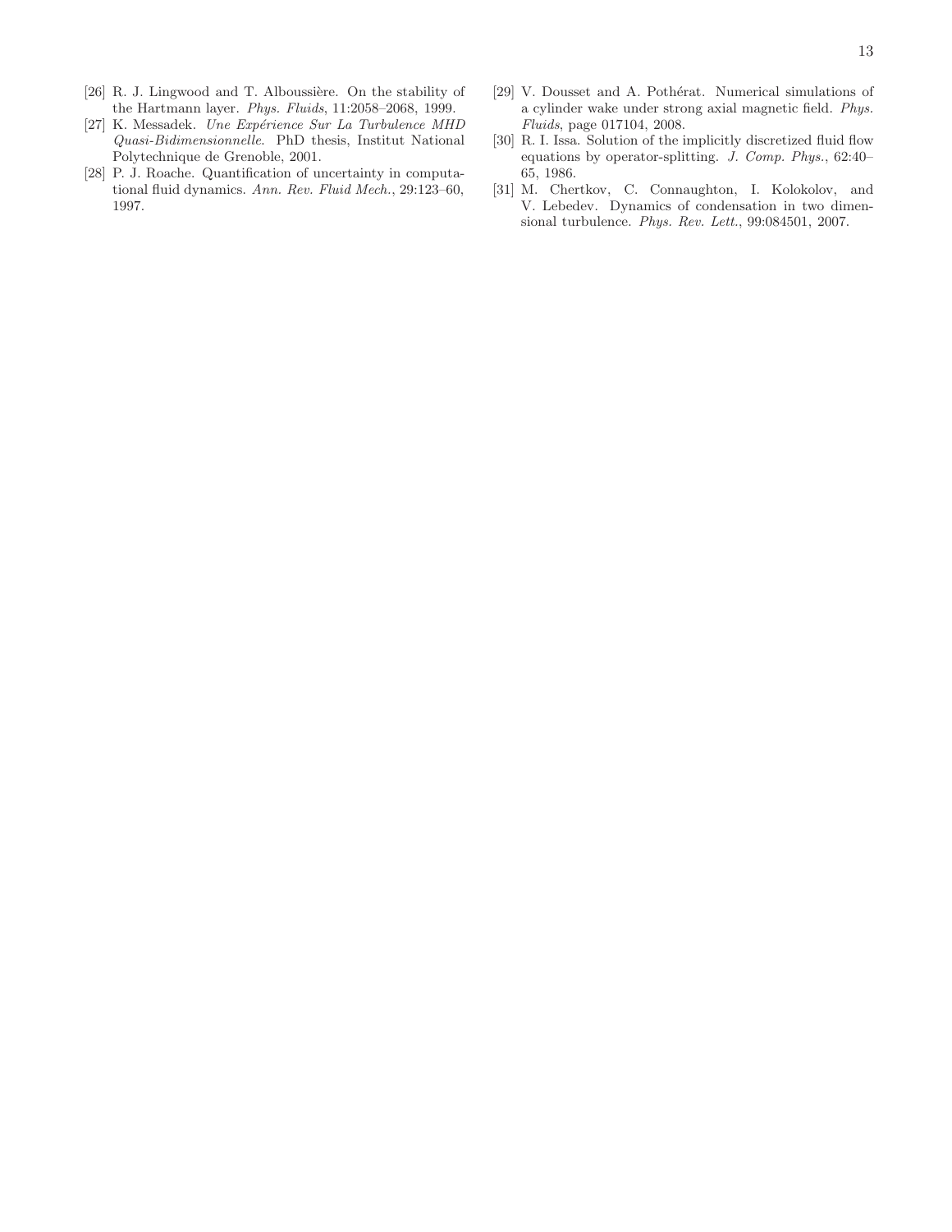[26] R. J. Lingwood and T. Alboussière. On the stability of the Hartmann layer. *Phys. Fluids*, 11:2058–2068, 1999.

[27] K. Messadek. *Une Expérience Sur La Turbulence MHD Quasi-Bidimensionnelle*. PhD thesis, Institut National Polytechnique de Grenoble, 2001.

[28] P. J. Roache. Quantification of uncertainty in computational fluid dynamics. *Ann. Rev. Fluid Mech.*, 29:123–60, 1997.

[29] V. Dousset and A. Pothérat. Numerical simulations of a cylinder wake under strong axial magnetic field. *Phys. Fluids*, page 017104, 2008.

[30] R. I. Issa. Solution of the implicitly discretized fluid flow equations by operator-splitting. *J. Comp. Phys.*, 62:40–65, 1986.

[31] M. Chertkov, C. Connaughton, I. Kolokolov, and V. Lebedev. Dynamics of condensation in two dimensional turbulence. *Phys. Rev. Lett.*, 99:084501, 2007.